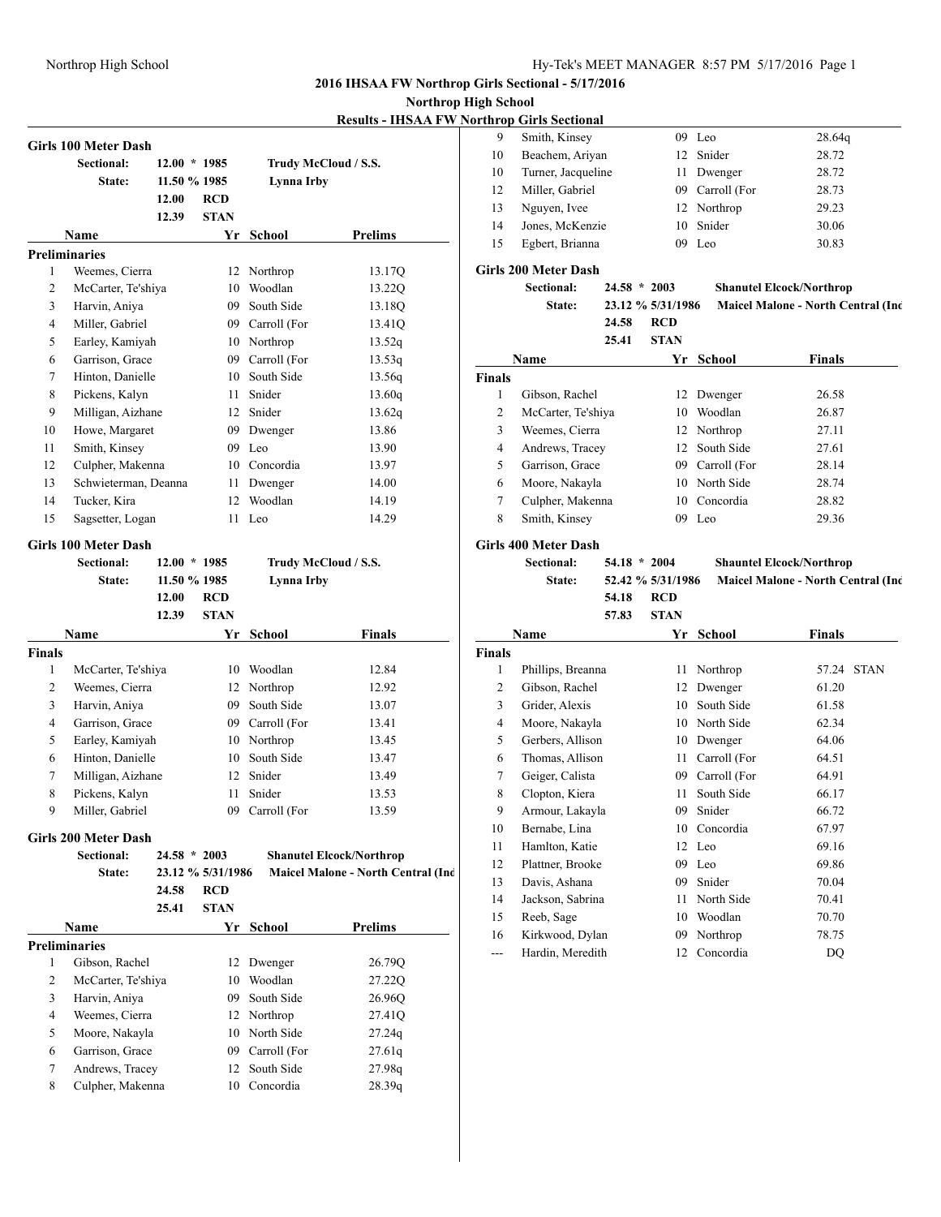**2016 IHSAA FW Northrop Girls Sectional - 5/17/2016**

**Northrop High School**

**Results - IHSAA FW Northrop Girls Sectional**

### Girls 100 Meter Dash

| | | | |
|---|---|---|---|
| **Sectional:** | 12.00 * 1985 | | Trudy McCloud / S.S. |
| **State:** | 11.50 % 1985 | | Lynna Irby |
| | 12.00 | RCD | |
| | 12.39 | STAN | |

| | Name | Yr | School | Prelims |
|---|---|---|---|---|
| **Preliminaries** | | | | |
| 1 | Weemes, Cierra | 12 | Northrop | 13.17Q |
| 2 | McCarter, Te'shiya | 10 | Woodlan | 13.22Q |
| 3 | Harvin, Aniya | 09 | South Side | 13.18Q |
| 4 | Miller, Gabriel | 09 | Carroll (For | 13.41Q |
| 5 | Earley, Kamiyah | 10 | Northrop | 13.52q |
| 6 | Garrison, Grace | 09 | Carroll (For | 13.53q |
| 7 | Hinton, Danielle | 10 | South Side | 13.56q |
| 8 | Pickens, Kalyn | 11 | Snider | 13.60q |
| 9 | Milligan, Aizhane | 12 | Snider | 13.62q |
| 10 | Howe, Margaret | 09 | Dwenger | 13.86 |
| 11 | Smith, Kinsey | 09 | Leo | 13.90 |
| 12 | Culpher, Makenna | 10 | Concordia | 13.97 |
| 13 | Schwieterman, Deanna | 11 | Dwenger | 14.00 |
| 14 | Tucker, Kira | 12 | Woodlan | 14.19 |
| 15 | Sagsetter, Logan | 11 | Leo | 14.29 |

### Girls 100 Meter Dash

| | | | |
|---|---|---|---|
| **Sectional:** | 12.00 * 1985 | | Trudy McCloud / S.S. |
| **State:** | 11.50 % 1985 | | Lynna Irby |
| | 12.00 | RCD | |
| | 12.39 | STAN | |

| | Name | Yr | School | Finals |
|---|---|---|---|---|
| **Finals** | | | | |
| 1 | McCarter, Te'shiya | 10 | Woodlan | 12.84 |
| 2 | Weemes, Cierra | 12 | Northrop | 12.92 |
| 3 | Harvin, Aniya | 09 | South Side | 13.07 |
| 4 | Garrison, Grace | 09 | Carroll (For | 13.41 |
| 5 | Earley, Kamiyah | 10 | Northrop | 13.45 |
| 6 | Hinton, Danielle | 10 | South Side | 13.47 |
| 7 | Milligan, Aizhane | 12 | Snider | 13.49 |
| 8 | Pickens, Kalyn | 11 | Snider | 13.53 |
| 9 | Miller, Gabriel | 09 | Carroll (For | 13.59 |

### Girls 200 Meter Dash

| | | | |
|---|---|---|---|
| **Sectional:** | 24.58 * 2003 | | Shanutel Elcock/Northrop |
| **State:** | 23.12 % 5/31/1986 | | Maicel Malone - North Central (Ind |
| | 24.58 | RCD | |
| | 25.41 | STAN | |

| | Name | Yr | School | Prelims |
|---|---|---|---|---|
| **Preliminaries** | | | | |
| 1 | Gibson, Rachel | 12 | Dwenger | 26.79Q |
| 2 | McCarter, Te'shiya | 10 | Woodlan | 27.22Q |
| 3 | Harvin, Aniya | 09 | South Side | 26.96Q |
| 4 | Weemes, Cierra | 12 | Northrop | 27.41Q |
| 5 | Moore, Nakayla | 10 | North Side | 27.24q |
| 6 | Garrison, Grace | 09 | Carroll (For | 27.61q |
| 7 | Andrews, Tracey | 12 | South Side | 27.98q |
| 8 | Culpher, Makenna | 10 | Concordia | 28.39q |
| 9 | Smith, Kinsey | 09 | Leo | 28.64q |
| 10 | Beachem, Ariyan | 12 | Snider | 28.72 |
| 10 | Turner, Jacqueline | 11 | Dwenger | 28.72 |
| 12 | Miller, Gabriel | 09 | Carroll (For | 28.73 |
| 13 | Nguyen, Ivee | 12 | Northrop | 29.23 |
| 14 | Jones, McKenzie | 10 | Snider | 30.06 |
| 15 | Egbert, Brianna | 09 | Leo | 30.83 |

### Girls 200 Meter Dash

| | | | |
|---|---|---|---|
| **Sectional:** | 24.58 * 2003 | | Shanutel Elcock/Northrop |
| **State:** | 23.12 % 5/31/1986 | | Maicel Malone - North Central (Ind |
| | 24.58 | RCD | |
| | 25.41 | STAN | |

| | Name | Yr | School | Finals |
|---|---|---|---|---|
| **Finals** | | | | |
| 1 | Gibson, Rachel | 12 | Dwenger | 26.58 |
| 2 | McCarter, Te'shiya | 10 | Woodlan | 26.87 |
| 3 | Weemes, Cierra | 12 | Northrop | 27.11 |
| 4 | Andrews, Tracey | 12 | South Side | 27.61 |
| 5 | Garrison, Grace | 09 | Carroll (For | 28.14 |
| 6 | Moore, Nakayla | 10 | North Side | 28.74 |
| 7 | Culpher, Makenna | 10 | Concordia | 28.82 |
| 8 | Smith, Kinsey | 09 | Leo | 29.36 |

### Girls 400 Meter Dash

| | | | |
|---|---|---|---|
| **Sectional:** | 54.18 * 2004 | | Shauntel Elcock/Northrop |
| **State:** | 52.42 % 5/31/1986 | | Maicel Malone - North Central (Ind |
| | 54.18 | RCD | |
| | 57.83 | STAN | |

| | Name | Yr | School | Finals | |
|---|---|---|---|---|---|
| **Finals** | | | | | |
| 1 | Phillips, Breanna | 11 | Northrop | 57.24 | STAN |
| 2 | Gibson, Rachel | 12 | Dwenger | 61.20 | |
| 3 | Grider, Alexis | 10 | South Side | 61.58 | |
| 4 | Moore, Nakayla | 10 | North Side | 62.34 | |
| 5 | Gerbers, Allison | 10 | Dwenger | 64.06 | |
| 6 | Thomas, Allison | 11 | Carroll (For | 64.51 | |
| 7 | Geiger, Calista | 09 | Carroll (For | 64.91 | |
| 8 | Clopton, Kiera | 11 | South Side | 66.17 | |
| 9 | Armour, Lakayla | 09 | Snider | 66.72 | |
| 10 | Bernabe, Lina | 10 | Concordia | 67.97 | |
| 11 | Hamlton, Katie | 12 | Leo | 69.16 | |
| 12 | Plattner, Brooke | 09 | Leo | 69.86 | |
| 13 | Davis, Ashana | 09 | Snider | 70.04 | |
| 14 | Jackson, Sabrina | 11 | North Side | 70.41 | |
| 15 | Reeb, Sage | 10 | Woodlan | 70.70 | |
| 16 | Kirkwood, Dylan | 09 | Northrop | 78.75 | |
| --- | Hardin, Meredith | 12 | Concordia | DQ | |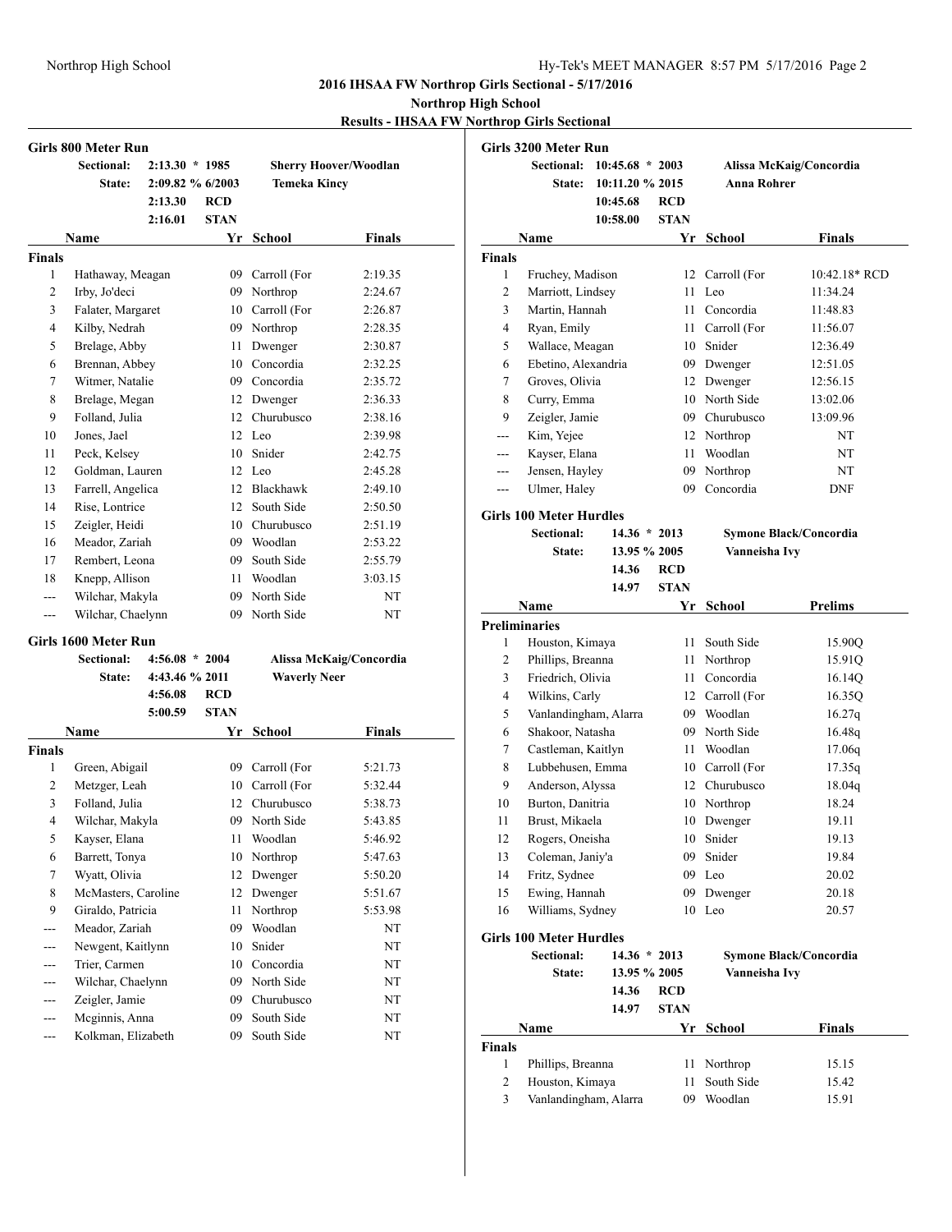## 2016 IHSAA FW Northrop Girls Sectional - 5/17/2016

### Northrop High School

### Results - IHSAA FW Northrop Girls Sectional

#### Girls 800 Meter Run

| | | | |
|---|---|---|---|
| Sectional: | 2:13.30 * 1985 | | Sherry Hoover/Woodlan |
| State: | 2:09.82 % 6/2003 | | Temeka Kincy |
| | 2:13.30 | RCD | |
| | 2:16.01 | STAN | |

| | Name | Yr | School | Finals |
|---|---|---|---|---|
| **Finals** | | | | |
| 1 | Hathaway, Meagan | 09 | Carroll (For | 2:19.35 |
| 2 | Irby, Jo'deci | 09 | Northrop | 2:24.67 |
| 3 | Falater, Margaret | 10 | Carroll (For | 2:26.87 |
| 4 | Kilby, Nedrah | 09 | Northrop | 2:28.35 |
| 5 | Brelage, Abby | 11 | Dwenger | 2:30.87 |
| 6 | Brennan, Abbey | 10 | Concordia | 2:32.25 |
| 7 | Witmer, Natalie | 09 | Concordia | 2:35.72 |
| 8 | Brelage, Megan | 12 | Dwenger | 2:36.33 |
| 9 | Folland, Julia | 12 | Churubusco | 2:38.16 |
| 10 | Jones, Jael | 12 | Leo | 2:39.98 |
| 11 | Peck, Kelsey | 10 | Snider | 2:42.75 |
| 12 | Goldman, Lauren | 12 | Leo | 2:45.28 |
| 13 | Farrell, Angelica | 12 | Blackhawk | 2:49.10 |
| 14 | Rise, Lontrice | 12 | South Side | 2:50.50 |
| 15 | Zeigler, Heidi | 10 | Churubusco | 2:51.19 |
| 16 | Meador, Zariah | 09 | Woodlan | 2:53.22 |
| 17 | Rembert, Leona | 09 | South Side | 2:55.79 |
| 18 | Knepp, Allison | 11 | Woodlan | 3:03.15 |
| --- | Wilchar, Makyla | 09 | North Side | NT |
| --- | Wilchar, Chaelynn | 09 | North Side | NT |

#### Girls 1600 Meter Run

| | | | |
|---|---|---|---|
| Sectional: | 4:56.08 * 2004 | | Alissa McKaig/Concordia |
| State: | 4:43.46 % 2011 | | Waverly Neer |
| | 4:56.08 | RCD | |
| | 5:00.59 | STAN | |

| | Name | Yr | School | Finals |
|---|---|---|---|---|
| **Finals** | | | | |
| 1 | Green, Abigail | 09 | Carroll (For | 5:21.73 |
| 2 | Metzger, Leah | 10 | Carroll (For | 5:32.44 |
| 3 | Folland, Julia | 12 | Churubusco | 5:38.73 |
| 4 | Wilchar, Makyla | 09 | North Side | 5:43.85 |
| 5 | Kayser, Elana | 11 | Woodlan | 5:46.92 |
| 6 | Barrett, Tonya | 10 | Northrop | 5:47.63 |
| 7 | Wyatt, Olivia | 12 | Dwenger | 5:50.20 |
| 8 | McMasters, Caroline | 12 | Dwenger | 5:51.67 |
| 9 | Giraldo, Patricia | 11 | Northrop | 5:53.98 |
| --- | Meador, Zariah | 09 | Woodlan | NT |
| --- | Newgent, Kaitlynn | 10 | Snider | NT |
| --- | Trier, Carmen | 10 | Concordia | NT |
| --- | Wilchar, Chaelynn | 09 | North Side | NT |
| --- | Zeigler, Jamie | 09 | Churubusco | NT |
| --- | Mcginnis, Anna | 09 | South Side | NT |
| --- | Kolkman, Elizabeth | 09 | South Side | NT |

#### Girls 3200 Meter Run

| | | | |
|---|---|---|---|
| Sectional: | 10:45.68 * 2003 | | Alissa McKaig/Concordia |
| State: | 10:11.20 % 2015 | | Anna Rohrer |
| | 10:45.68 | RCD | |
| | 10:58.00 | STAN | |

| | Name | Yr | School | Finals |
|---|---|---|---|---|
| **Finals** | | | | |
| 1 | Fruchey, Madison | 12 | Carroll (For | 10:42.18* RCD |
| 2 | Marriott, Lindsey | 11 | Leo | 11:34.24 |
| 3 | Martin, Hannah | 11 | Concordia | 11:48.83 |
| 4 | Ryan, Emily | 11 | Carroll (For | 11:56.07 |
| 5 | Wallace, Meagan | 10 | Snider | 12:36.49 |
| 6 | Ebetino, Alexandria | 09 | Dwenger | 12:51.05 |
| 7 | Groves, Olivia | 12 | Dwenger | 12:56.15 |
| 8 | Curry, Emma | 10 | North Side | 13:02.06 |
| 9 | Zeigler, Jamie | 09 | Churubusco | 13:09.96 |
| --- | Kim, Yejee | 12 | Northrop | NT |
| --- | Kayser, Elana | 11 | Woodlan | NT |
| --- | Jensen, Hayley | 09 | Northrop | NT |
| --- | Ulmer, Haley | 09 | Concordia | DNF |

#### Girls 100 Meter Hurdles

| | | | |
|---|---|---|---|
| Sectional: | 14.36 * 2013 | | Symone Black/Concordia |
| State: | 13.95 % 2005 | | Vanneisha Ivy |
| | 14.36 | RCD | |
| | 14.97 | STAN | |

| | Name | Yr | School | Prelims |
|---|---|---|---|---|
| **Preliminaries** | | | | |
| 1 | Houston, Kimaya | 11 | South Side | 15.90Q |
| 2 | Phillips, Breanna | 11 | Northrop | 15.91Q |
| 3 | Friedrich, Olivia | 11 | Concordia | 16.14Q |
| 4 | Wilkins, Carly | 12 | Carroll (For | 16.35Q |
| 5 | Vanlandingham, Alarra | 09 | Woodlan | 16.27q |
| 6 | Shakoor, Natasha | 09 | North Side | 16.48q |
| 7 | Castleman, Kaitlyn | 11 | Woodlan | 17.06q |
| 8 | Lubbehusen, Emma | 10 | Carroll (For | 17.35q |
| 9 | Anderson, Alyssa | 12 | Churubusco | 18.04q |
| 10 | Burton, Danitria | 10 | Northrop | 18.24 |
| 11 | Brust, Mikaela | 10 | Dwenger | 19.11 |
| 12 | Rogers, Oneisha | 10 | Snider | 19.13 |
| 13 | Coleman, Janiy'a | 09 | Snider | 19.84 |
| 14 | Fritz, Sydnee | 09 | Leo | 20.02 |
| 15 | Ewing, Hannah | 09 | Dwenger | 20.18 |
| 16 | Williams, Sydney | 10 | Leo | 20.57 |

#### Girls 100 Meter Hurdles

| | | | |
|---|---|---|---|
| Sectional: | 14.36 * 2013 | | Symone Black/Concordia |
| State: | 13.95 % 2005 | | Vanneisha Ivy |
| | 14.36 | RCD | |
| | 14.97 | STAN | |

| | Name | Yr | School | Finals |
|---|---|---|---|---|
| **Finals** | | | | |
| 1 | Phillips, Breanna | 11 | Northrop | 15.15 |
| 2 | Houston, Kimaya | 11 | South Side | 15.42 |
| 3 | Vanlandingham, Alarra | 09 | Woodlan | 15.91 |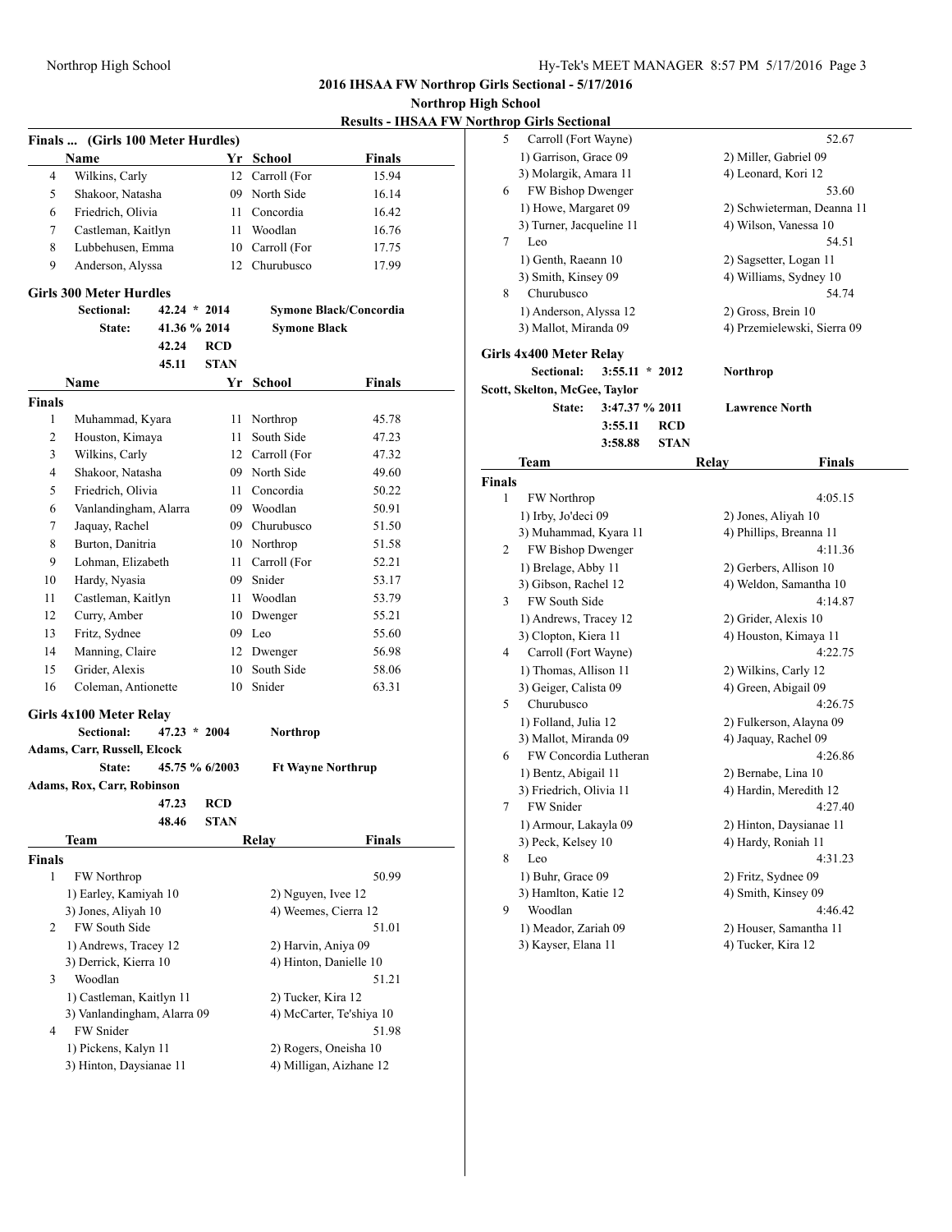# 2016 IHSAA FW Northrop Girls Sectional - 5/17/2016

## Northrop High School

### Results - IHSAA FW Northrop Girls Sectional

### Finals ... (Girls 100 Meter Hurdles)

| | Name | Yr | School | Finals |
|---|---|---|---|---|
| 4 | Wilkins, Carly | 12 | Carroll (For | 15.94 |
| 5 | Shakoor, Natasha | 09 | North Side | 16.14 |
| 6 | Friedrich, Olivia | 11 | Concordia | 16.42 |
| 7 | Castleman, Kaitlyn | 11 | Woodlan | 16.76 |
| 8 | Lubbehusen, Emma | 10 | Carroll (For | 17.75 |
| 9 | Anderson, Alyssa | 12 | Churubusco | 17.99 |

### Girls 300 Meter Hurdles

Sectional: 42.24 * 2014 Symone Black/Concordia
State: 41.36 % 2014 Symone Black
42.24 RCD
45.11 STAN

| | Name | Yr | School | Finals |
|---|---|---|---|---|
| **Finals** | | | | |
| 1 | Muhammad, Kyara | 11 | Northrop | 45.78 |
| 2 | Houston, Kimaya | 11 | South Side | 47.23 |
| 3 | Wilkins, Carly | 12 | Carroll (For | 47.32 |
| 4 | Shakoor, Natasha | 09 | North Side | 49.60 |
| 5 | Friedrich, Olivia | 11 | Concordia | 50.22 |
| 6 | Vanlandingham, Alarra | 09 | Woodlan | 50.91 |
| 7 | Jaquay, Rachel | 09 | Churubusco | 51.50 |
| 8 | Burton, Danitria | 10 | Northrop | 51.58 |
| 9 | Lohman, Elizabeth | 11 | Carroll (For | 52.21 |
| 10 | Hardy, Nyasia | 09 | Snider | 53.17 |
| 11 | Castleman, Kaitlyn | 11 | Woodlan | 53.79 |
| 12 | Curry, Amber | 10 | Dwenger | 55.21 |
| 13 | Fritz, Sydnee | 09 | Leo | 55.60 |
| 14 | Manning, Claire | 12 | Dwenger | 56.98 |
| 15 | Grider, Alexis | 10 | South Side | 58.06 |
| 16 | Coleman, Antionette | 10 | Snider | 63.31 |

### Girls 4x100 Meter Relay

Sectional: 47.23 * 2004 Northrop
Adams, Carr, Russell, Elcock
State: 45.75 % 6/2003 Ft Wayne Northrup
Adams, Rox, Carr, Robinson
47.23 RCD
48.46 STAN

| | Team | Relay | Finals |
|---|---|---|---|
| **Finals** | | | |
| 1 | FW Northrop | | 50.99 |
| | 1) Earley, Kamiyah 10 | 2) Nguyen, Ivee 12 | |
| | 3) Jones, Aliyah 10 | 4) Weemes, Cierra 12 | |
| 2 | FW South Side | | 51.01 |
| | 1) Andrews, Tracey 12 | 2) Harvin, Aniya 09 | |
| | 3) Derrick, Kierra 10 | 4) Hinton, Danielle 10 | |
| 3 | Woodlan | | 51.21 |
| | 1) Castleman, Kaitlyn 11 | 2) Tucker, Kira 12 | |
| | 3) Vanlandingham, Alarra 09 | 4) McCarter, Te'shiya 10 | |
| 4 | FW Snider | | 51.98 |
| | 1) Pickens, Kalyn 11 | 2) Rogers, Oneisha 10 | |
| | 3) Hinton, Daysianae 11 | 4) Milligan, Aizhane 12 | |
| 5 | Carroll (Fort Wayne) | | 52.67 |
| | 1) Garrison, Grace 09 | 2) Miller, Gabriel 09 | |
| | 3) Molargik, Amara 11 | 4) Leonard, Kori 12 | |
| 6 | FW Bishop Dwenger | | 53.60 |
| | 1) Howe, Margaret 09 | 2) Schwieterman, Deanna 11 | |
| | 3) Turner, Jacqueline 11 | 4) Wilson, Vanessa 10 | |
| 7 | Leo | | 54.51 |
| | 1) Genth, Raeann 10 | 2) Sagsetter, Logan 11 | |
| | 3) Smith, Kinsey 09 | 4) Williams, Sydney 10 | |
| 8 | Churubusco | | 54.74 |
| | 1) Anderson, Alyssa 12 | 2) Gross, Brein 10 | |
| | 3) Mallot, Miranda 09 | 4) Przemielewski, Sierra 09 | |

### Girls 4x400 Meter Relay

Sectional: 3:55.11 * 2012 Northrop
Scott, Skelton, McGee, Taylor
State: 3:47.37 % 2011 Lawrence North
3:55.11 RCD
3:58.88 STAN

| | Team | Relay | Finals |
|---|---|---|---|
| **Finals** | | | |
| 1 | FW Northrop | | 4:05.15 |
| | 1) Irby, Jo'deci 09 | 2) Jones, Aliyah 10 | |
| | 3) Muhammad, Kyara 11 | 4) Phillips, Breanna 11 | |
| 2 | FW Bishop Dwenger | | 4:11.36 |
| | 1) Brelage, Abby 11 | 2) Gerbers, Allison 10 | |
| | 3) Gibson, Rachel 12 | 4) Weldon, Samantha 10 | |
| 3 | FW South Side | | 4:14.87 |
| | 1) Andrews, Tracey 12 | 2) Grider, Alexis 10 | |
| | 3) Clopton, Kiera 11 | 4) Houston, Kimaya 11 | |
| 4 | Carroll (Fort Wayne) | | 4:22.75 |
| | 1) Thomas, Allison 11 | 2) Wilkins, Carly 12 | |
| | 3) Geiger, Calista 09 | 4) Green, Abigail 09 | |
| 5 | Churubusco | | 4:26.75 |
| | 1) Folland, Julia 12 | 2) Fulkerson, Alayna 09 | |
| | 3) Mallot, Miranda 09 | 4) Jaquay, Rachel 09 | |
| 6 | FW Concordia Lutheran | | 4:26.86 |
| | 1) Bentz, Abigail 11 | 2) Bernabe, Lina 10 | |
| | 3) Friedrich, Olivia 11 | 4) Hardin, Meredith 12 | |
| 7 | FW Snider | | 4:27.40 |
| | 1) Armour, Lakayla 09 | 2) Hinton, Daysianae 11 | |
| | 3) Peck, Kelsey 10 | 4) Hardy, Roniah 11 | |
| 8 | Leo | | 4:31.23 |
| | 1) Buhr, Grace 09 | 2) Fritz, Sydnee 09 | |
| | 3) Hamlton, Katie 12 | 4) Smith, Kinsey 09 | |
| 9 | Woodlan | | 4:46.42 |
| | 1) Meador, Zariah 09 | 2) Houser, Samantha 11 | |
| | 3) Kayser, Elana 11 | 4) Tucker, Kira 12 | |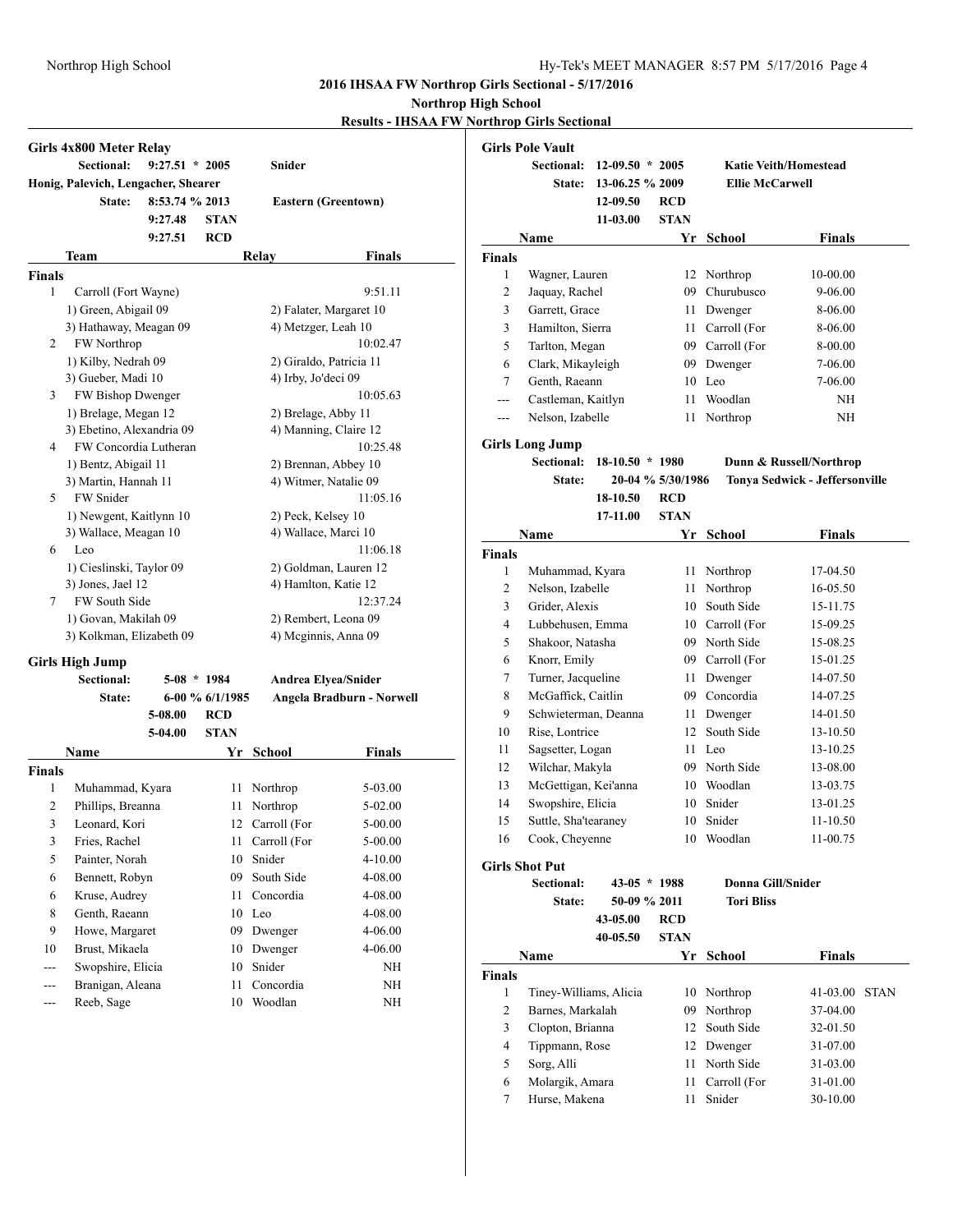## 2016 IHSAA FW Northrop Girls Sectional - 5/17/2016

### Northrop High School

### Results - IHSAA FW Northrop Girls Sectional

#### Girls 4x800 Meter Relay

Sectional: 9:27.51 * 2005 Snider
Honig, Palevich, Lengacher, Shearer
State: 8:53.74 % 2013 Eastern (Greentown)
9:27.48 STAN
9:27.51 RCD

| | Team | Relay | Finals |
|---|---|---|---|
| **Finals** | | | |
| 1 | Carroll (Fort Wayne) | | 9:51.11 |
| | 1) Green, Abigail 09 | 2) Falater, Margaret 10 | |
| | 3) Hathaway, Meagan 09 | 4) Metzger, Leah 10 | |
| 2 | FW Northrop | | 10:02.47 |
| | 1) Kilby, Nedrah 09 | 2) Giraldo, Patricia 11 | |
| | 3) Gueber, Madi 10 | 4) Irby, Jo'deci 09 | |
| 3 | FW Bishop Dwenger | | 10:05.63 |
| | 1) Brelage, Megan 12 | 2) Brelage, Abby 11 | |
| | 3) Ebetino, Alexandria 09 | 4) Manning, Claire 12 | |
| 4 | FW Concordia Lutheran | | 10:25.48 |
| | 1) Bentz, Abigail 11 | 2) Brennan, Abbey 10 | |
| | 3) Martin, Hannah 11 | 4) Witmer, Natalie 09 | |
| 5 | FW Snider | | 11:05.16 |
| | 1) Newgent, Kaitlynn 10 | 2) Peck, Kelsey 10 | |
| | 3) Wallace, Meagan 10 | 4) Wallace, Marci 10 | |
| 6 | Leo | | 11:06.18 |
| | 1) Cieslinski, Taylor 09 | 2) Goldman, Lauren 12 | |
| | 3) Jones, Jael 12 | 4) Hamlton, Katie 12 | |
| 7 | FW South Side | | 12:37.24 |
| | 1) Govan, Makilah 09 | 2) Rembert, Leona 09 | |
| | 3) Kolkman, Elizabeth 09 | 4) Mcginnis, Anna 09 | |

#### Girls High Jump

Sectional: 5-08 * 1984 Andrea Elyea/Snider
State: 6-00 % 6/1/1985 Angela Bradburn - Norwell
5-08.00 RCD
5-04.00 STAN

| | Name | Yr | School | Finals |
|---|---|---|---|---|
| **Finals** | | | | |
| 1 | Muhammad, Kyara | 11 | Northrop | 5-03.00 |
| 2 | Phillips, Breanna | 11 | Northrop | 5-02.00 |
| 3 | Leonard, Kori | 12 | Carroll (For | 5-00.00 |
| 3 | Fries, Rachel | 11 | Carroll (For | 5-00.00 |
| 5 | Painter, Norah | 10 | Snider | 4-10.00 |
| 6 | Bennett, Robyn | 09 | South Side | 4-08.00 |
| 6 | Kruse, Audrey | 11 | Concordia | 4-08.00 |
| 8 | Genth, Raeann | 10 | Leo | 4-08.00 |
| 9 | Howe, Margaret | 09 | Dwenger | 4-06.00 |
| 10 | Brust, Mikaela | 10 | Dwenger | 4-06.00 |
| --- | Swopshire, Elicia | 10 | Snider | NH |
| --- | Branigan, Aleana | 11 | Concordia | NH |
| --- | Reeb, Sage | 10 | Woodlan | NH |

#### Girls Pole Vault

Sectional: 12-09.50 * 2005 Katie Veith/Homestead
State: 13-06.25 % 2009 Ellie McCarwell
12-09.50 RCD
11-03.00 STAN

| | Name | Yr | School | Finals |
|---|---|---|---|---|
| **Finals** | | | | |
| 1 | Wagner, Lauren | 12 | Northrop | 10-00.00 |
| 2 | Jaquay, Rachel | 09 | Churubusco | 9-06.00 |
| 3 | Garrett, Grace | 11 | Dwenger | 8-06.00 |
| 3 | Hamilton, Sierra | 11 | Carroll (For | 8-06.00 |
| 5 | Tarlton, Megan | 09 | Carroll (For | 8-00.00 |
| 6 | Clark, Mikayleigh | 09 | Dwenger | 7-06.00 |
| 7 | Genth, Raeann | 10 | Leo | 7-06.00 |
| --- | Castleman, Kaitlyn | 11 | Woodlan | NH |
| --- | Nelson, Izabelle | 11 | Northrop | NH |

#### Girls Long Jump

Sectional: 18-10.50 * 1980 Dunn & Russell/Northrop
State: 20-04 % 5/30/1986 Tonya Sedwick - Jeffersonville
18-10.50 RCD
17-11.00 STAN

| | Name | Yr | School | Finals |
|---|---|---|---|---|
| **Finals** | | | | |
| 1 | Muhammad, Kyara | 11 | Northrop | 17-04.50 |
| 2 | Nelson, Izabelle | 11 | Northrop | 16-05.50 |
| 3 | Grider, Alexis | 10 | South Side | 15-11.75 |
| 4 | Lubbehusen, Emma | 10 | Carroll (For | 15-09.25 |
| 5 | Shakoor, Natasha | 09 | North Side | 15-08.25 |
| 6 | Knorr, Emily | 09 | Carroll (For | 15-01.25 |
| 7 | Turner, Jacqueline | 11 | Dwenger | 14-07.50 |
| 8 | McGaffick, Caitlin | 09 | Concordia | 14-07.25 |
| 9 | Schwieterman, Deanna | 11 | Dwenger | 14-01.50 |
| 10 | Rise, Lontrice | 12 | South Side | 13-10.50 |
| 11 | Sagsetter, Logan | 11 | Leo | 13-10.25 |
| 12 | Wilchar, Makyla | 09 | North Side | 13-08.00 |
| 13 | McGettigan, Kei'anna | 10 | Woodlan | 13-03.75 |
| 14 | Swopshire, Elicia | 10 | Snider | 13-01.25 |
| 15 | Suttle, Sha'tearaney | 10 | Snider | 11-10.50 |
| 16 | Cook, Cheyenne | 10 | Woodlan | 11-00.75 |

#### Girls Shot Put

Sectional: 43-05 * 1988 Donna Gill/Snider
State: 50-09 % 2011 Tori Bliss
43-05.00 RCD
40-05.50 STAN

| | Name | Yr | School | Finals | |
|---|---|---|---|---|---|
| **Finals** | | | | | |
| 1 | Tiney-Williams, Alicia | 10 | Northrop | 41-03.00 | STAN |
| 2 | Barnes, Markalah | 09 | Northrop | 37-04.00 | |
| 3 | Clopton, Brianna | 12 | South Side | 32-01.50 | |
| 4 | Tippmann, Rose | 12 | Dwenger | 31-07.00 | |
| 5 | Sorg, Alli | 11 | North Side | 31-03.00 | |
| 6 | Molargik, Amara | 11 | Carroll (For | 31-01.00 | |
| 7 | Hurse, Makena | 11 | Snider | 30-10.00 | |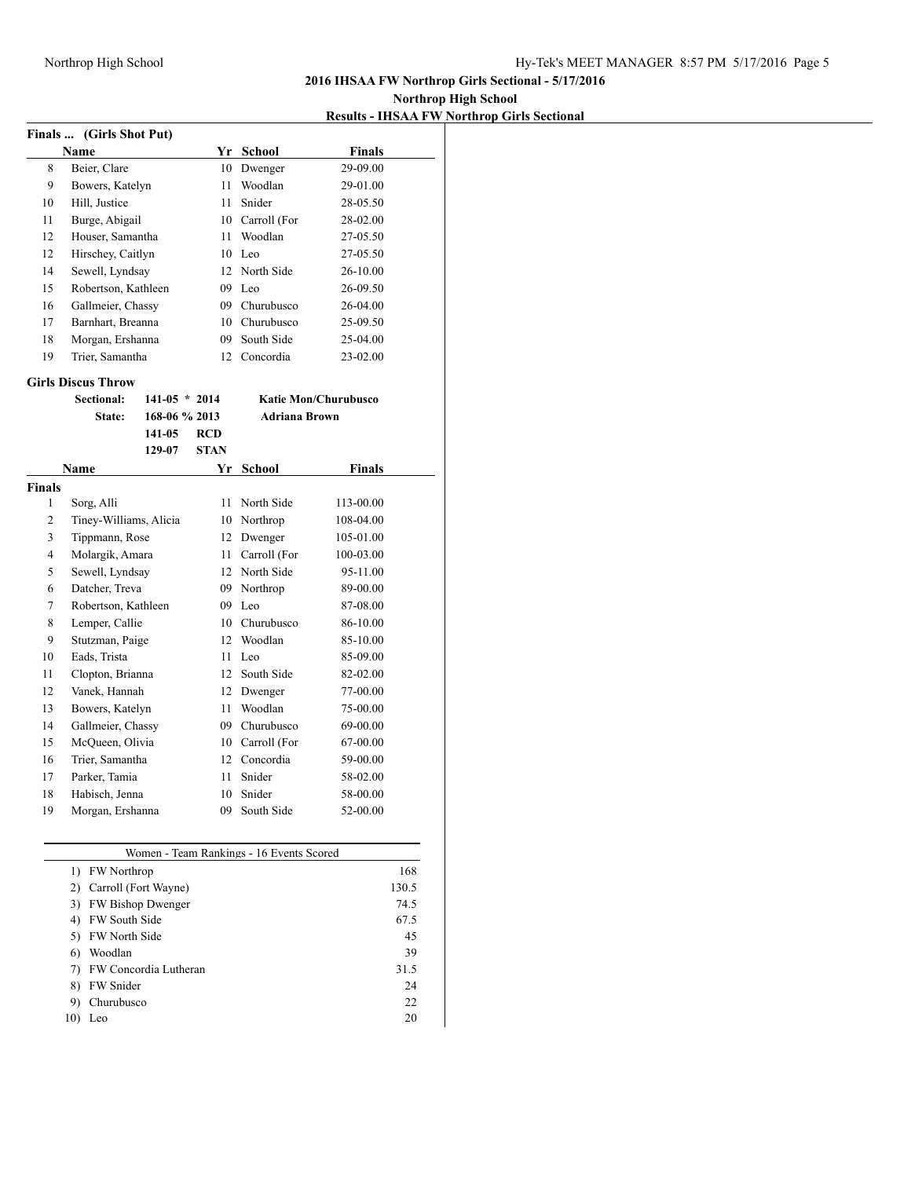**2016 IHSAA FW Northrop Girls Sectional - 5/17/2016**

**Northrop High School**

**Results - IHSAA FW Northrop Girls Sectional**

### Finals ... (Girls Shot Put)

| | Name | Yr | School | Finals |
|---|---|---|---|---|
| 8 | Beier, Clare | 10 | Dwenger | 29-09.00 |
| 9 | Bowers, Katelyn | 11 | Woodlan | 29-01.00 |
| 10 | Hill, Justice | 11 | Snider | 28-05.50 |
| 11 | Burge, Abigail | 10 | Carroll (For | 28-02.00 |
| 12 | Houser, Samantha | 11 | Woodlan | 27-05.50 |
| 12 | Hirschey, Caitlyn | 10 | Leo | 27-05.50 |
| 14 | Sewell, Lyndsay | 12 | North Side | 26-10.00 |
| 15 | Robertson, Kathleen | 09 | Leo | 26-09.50 |
| 16 | Gallmeier, Chassy | 09 | Churubusco | 26-04.00 |
| 17 | Barnhart, Breanna | 10 | Churubusco | 25-09.50 |
| 18 | Morgan, Ershanna | 09 | South Side | 25-04.00 |
| 19 | Trier, Samantha | 12 | Concordia | 23-02.00 |

### Girls Discus Throw

| | | | |
|---|---|---|---|
| **Sectional:** | **141-05 * 2014** | | **Katie Mon/Churubusco** |
| **State:** | **168-06 % 2013** | | **Adriana Brown** |
| | **141-05** | **RCD** | |
| | **129-07** | **STAN** | |

**Finals**

| | Name | Yr | School | Finals |
|---|---|---|---|---|
| 1 | Sorg, Alli | 11 | North Side | 113-00.00 |
| 2 | Tiney-Williams, Alicia | 10 | Northrop | 108-04.00 |
| 3 | Tippmann, Rose | 12 | Dwenger | 105-01.00 |
| 4 | Molargik, Amara | 11 | Carroll (For | 100-03.00 |
| 5 | Sewell, Lyndsay | 12 | North Side | 95-11.00 |
| 6 | Datcher, Treva | 09 | Northrop | 89-00.00 |
| 7 | Robertson, Kathleen | 09 | Leo | 87-08.00 |
| 8 | Lemper, Callie | 10 | Churubusco | 86-10.00 |
| 9 | Stutzman, Paige | 12 | Woodlan | 85-10.00 |
| 10 | Eads, Trista | 11 | Leo | 85-09.00 |
| 11 | Clopton, Brianna | 12 | South Side | 82-02.00 |
| 12 | Vanek, Hannah | 12 | Dwenger | 77-00.00 |
| 13 | Bowers, Katelyn | 11 | Woodlan | 75-00.00 |
| 14 | Gallmeier, Chassy | 09 | Churubusco | 69-00.00 |
| 15 | McQueen, Olivia | 10 | Carroll (For | 67-00.00 |
| 16 | Trier, Samantha | 12 | Concordia | 59-00.00 |
| 17 | Parker, Tamia | 11 | Snider | 58-02.00 |
| 18 | Habisch, Jenna | 10 | Snider | 58-00.00 |
| 19 | Morgan, Ershanna | 09 | South Side | 52-00.00 |

### Women - Team Rankings - 16 Events Scored

| | | |
|---|---|---|
| 1) | FW Northrop | 168 |
| 2) | Carroll (Fort Wayne) | 130.5 |
| 3) | FW Bishop Dwenger | 74.5 |
| 4) | FW South Side | 67.5 |
| 5) | FW North Side | 45 |
| 6) | Woodlan | 39 |
| 7) | FW Concordia Lutheran | 31.5 |
| 8) | FW Snider | 24 |
| 9) | Churubusco | 22 |
| 10) | Leo | 20 |